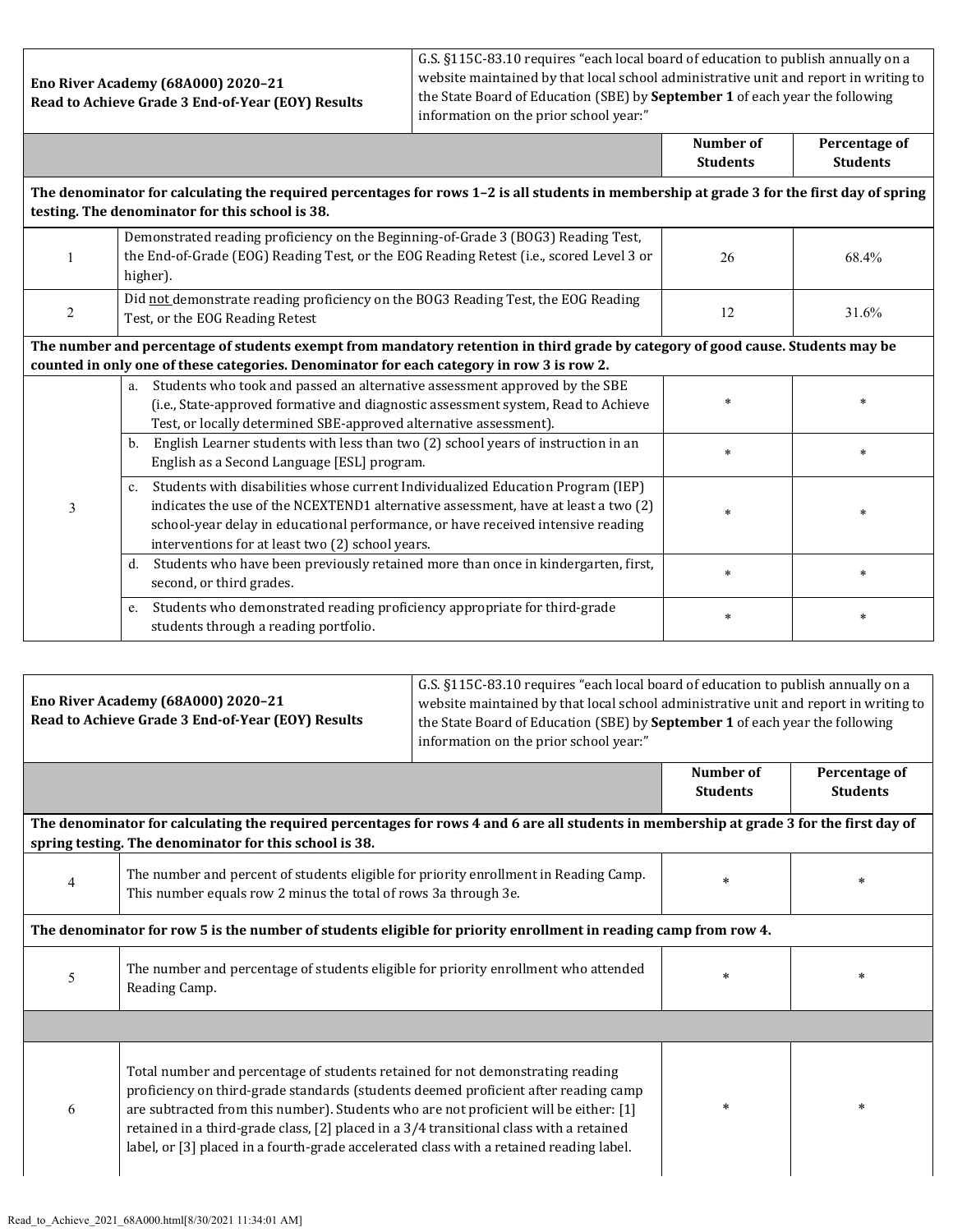| **Eno River Academy (68A000) 2020–21**<br>**Read to Achieve Grade 3 End-of-Year (EOY) Results** | G.S. §115C-83.10 requires "each local board of education to publish annually on a website maintained by that local school administrative unit and report in writing to the State Board of Education (SBE) by **September 1** of each year the following information on the prior school year:" | | |
|---|---|---|---|
| | | **Number of Students** | **Percentage of Students** |
| **The denominator for calculating the required percentages for rows 1–2 is all students in membership at grade 3 for the first day of spring testing. The denominator for this school is 38.** | | | |
| 1 | Demonstrated reading proficiency on the Beginning-of-Grade 3 (BOG3) Reading Test, the End-of-Grade (EOG) Reading Test, or the EOG Reading Retest (i.e., scored Level 3 or higher). | 26 | 68.4% |
| 2 | Did not demonstrate reading proficiency on the BOG3 Reading Test, the EOG Reading Test, or the EOG Reading Retest | 12 | 31.6% |
| **The number and percentage of students exempt from mandatory retention in third grade by category of good cause. Students may be counted in only one of these categories. Denominator for each category in row 3 is row 2.** | | | |
| 3 | a. Students who took and passed an alternative assessment approved by the SBE (i.e., State-approved formative and diagnostic assessment system, Read to Achieve Test, or locally determined SBE-approved alternative assessment). | * | * |
| | b. English Learner students with less than two (2) school years of instruction in an English as a Second Language [ESL] program. | * | * |
| | c. Students with disabilities whose current Individualized Education Program (IEP) indicates the use of the NCEXTEND1 alternative assessment, have at least a two (2) school-year delay in educational performance, or have received intensive reading interventions for at least two (2) school years. | * | * |
| | d. Students who have been previously retained more than once in kindergarten, first, second, or third grades. | * | * |
| | e. Students who demonstrated reading proficiency appropriate for third-grade students through a reading portfolio. | * | * |

| **Eno River Academy (68A000) 2020–21**<br>**Read to Achieve Grade 3 End-of-Year (EOY) Results** | G.S. §115C-83.10 requires "each local board of education to publish annually on a website maintained by that local school administrative unit and report in writing to the State Board of Education (SBE) by **September 1** of each year the following information on the prior school year:" | | |
|---|---|---|---|
| | | **Number of Students** | **Percentage of Students** |
| **The denominator for calculating the required percentages for rows 4 and 6 are all students in membership at grade 3 for the first day of spring testing. The denominator for this school is 38.** | | | |
| 4 | The number and percent of students eligible for priority enrollment in Reading Camp. This number equals row 2 minus the total of rows 3a through 3e. | * | * |
| **The denominator for row 5 is the number of students eligible for priority enrollment in reading camp from row 4.** | | | |
| 5 | The number and percentage of students eligible for priority enrollment who attended Reading Camp. | * | * |
| | | | |
| 6 | Total number and percentage of students retained for not demonstrating reading proficiency on third-grade standards (students deemed proficient after reading camp are subtracted from this number). Students who are not proficient will be either: [1] retained in a third-grade class, [2] placed in a 3/4 transitional class with a retained label, or [3] placed in a fourth-grade accelerated class with a retained reading label. | * | * |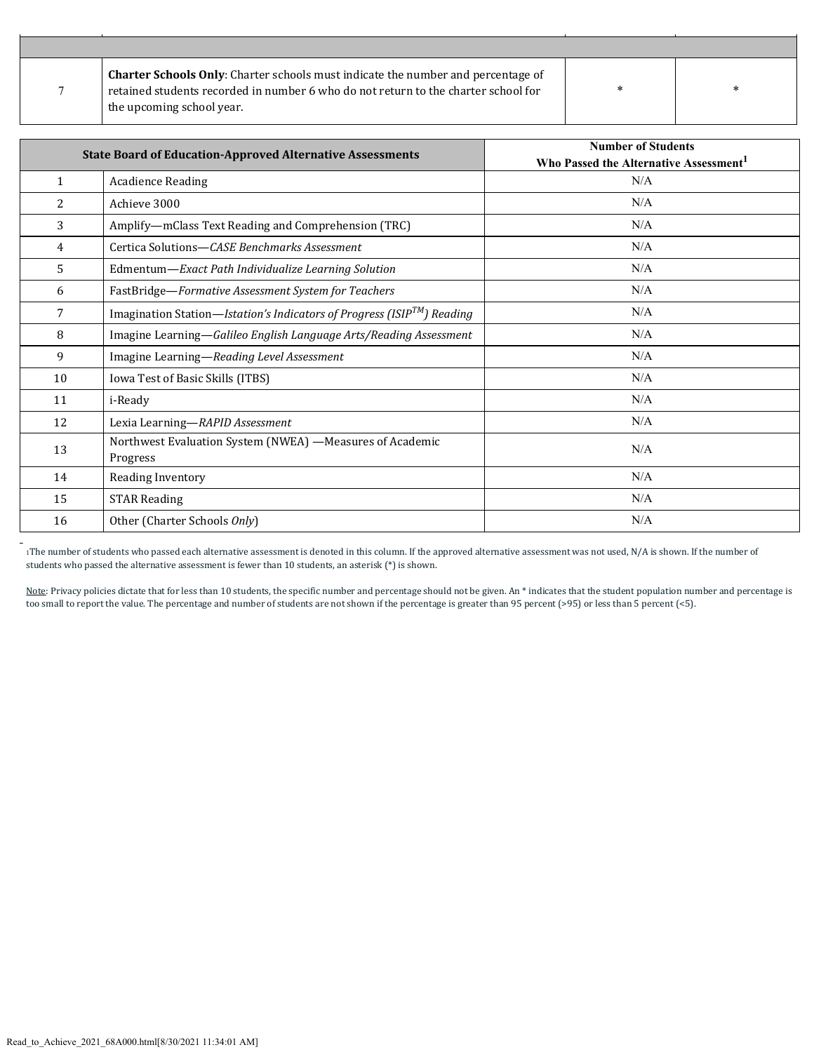| | | | |
|---|---|---|---|
| 7 | **Charter Schools Only**: Charter schools must indicate the number and percentage of retained students recorded in number 6 who do not return to the charter school for the upcoming school year. | * | * |

| State Board of Education-Approved Alternative Assessments | | Number of Students Who Passed the Alternative Assessment[1] |
|---|---|---|
| 1 | Acadience Reading | N/A |
| 2 | Achieve 3000 | N/A |
| 3 | Amplify—mClass Text Reading and Comprehension (TRC) | N/A |
| 4 | Certica Solutions—*CASE Benchmarks Assessment* | N/A |
| 5 | Edmentum—*Exact Path Individualize Learning Solution* | N/A |
| 6 | FastBridge—*Formative Assessment System for Teachers* | N/A |
| 7 | Imagination Station—*Istation's Indicators of Progress (ISIP$^{TM}$) Reading* | N/A |
| 8 | Imagine Learning—*Galileo English Language Arts/Reading Assessment* | N/A |
| 9 | Imagine Learning—*Reading Level Assessment* | N/A |
| 10 | Iowa Test of Basic Skills (ITBS) | N/A |
| 11 | i-Ready | N/A |
| 12 | Lexia Learning—*RAPID Assessment* | N/A |
| 13 | Northwest Evaluation System (NWEA) —Measures of Academic Progress | N/A |
| 14 | Reading Inventory | N/A |
| 15 | STAR Reading | N/A |
| 16 | Other (Charter Schools *Only*) | N/A |

[1]The number of students who passed each alternative assessment is denoted in this column. If the approved alternative assessment was not used, N/A is shown. If the number of students who passed the alternative assessment is fewer than 10 students, an asterisk (*) is shown.

Note: Privacy policies dictate that for less than 10 students, the specific number and percentage should not be given. An * indicates that the student population number and percentage is too small to report the value. The percentage and number of students are not shown if the percentage is greater than 95 percent (>95) or less than 5 percent (<5).